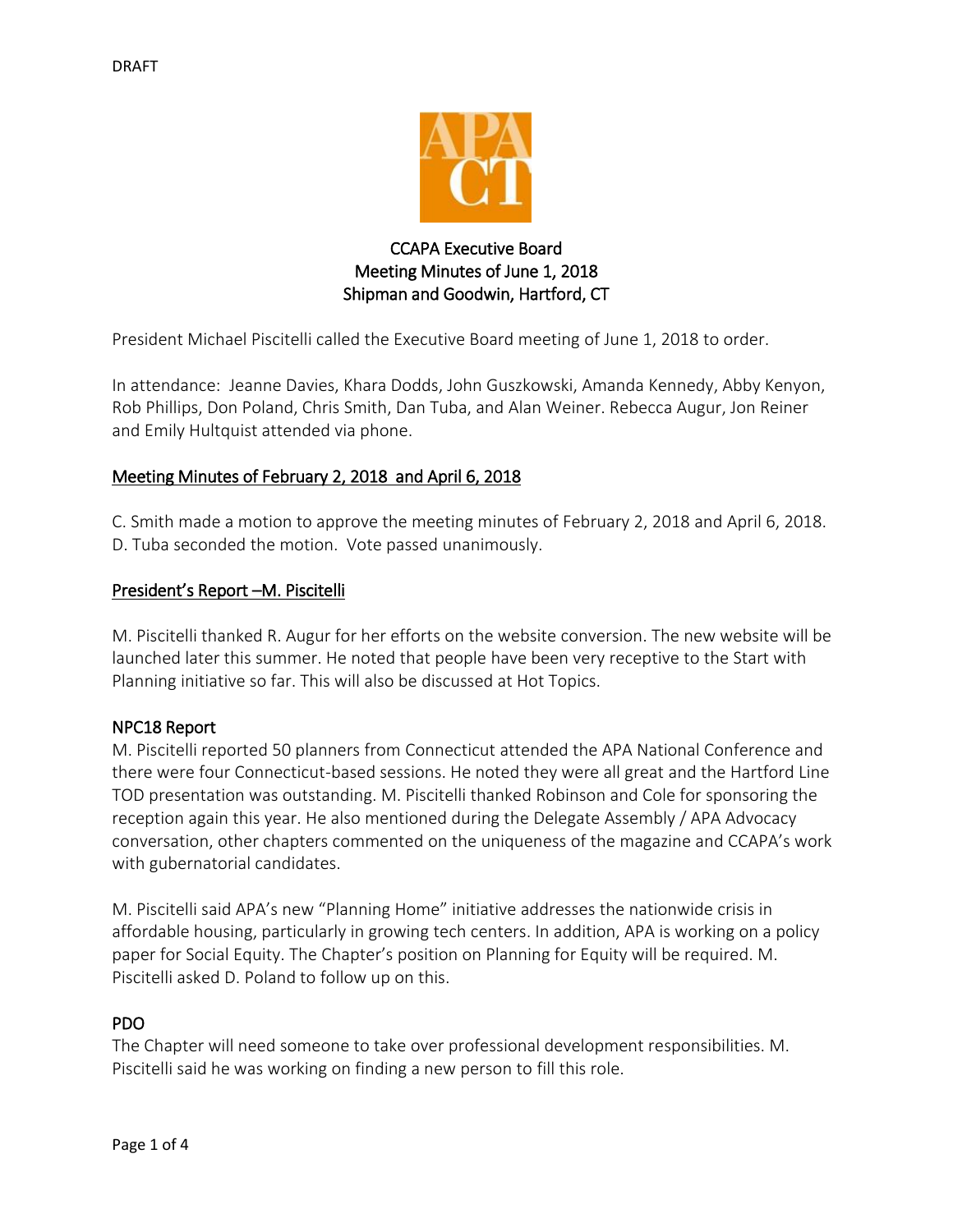DRAFT

# CCAPA Executive Board
## Meeting Minutes of June 1, 2018
### Shipman and Goodwin, Hartford, CT

President Michael Piscitelli called the Executive Board meeting of June 1, 2018 to order.

In attendance: Jeanne Davies, Khara Dodds, John Guszkowski, Amanda Kennedy, Abby Kenyon, Rob Phillips, Don Poland, Chris Smith, Dan Tuba, and Alan Weiner. Rebecca Augur, Jon Reiner and Emily Hultquist attended via phone.

## Meeting Minutes of February 2, 2018 and April 6, 2018

C. Smith made a motion to approve the meeting minutes of February 2, 2018 and April 6, 2018. D. Tuba seconded the motion. Vote passed unanimously.

## President's Report –M. Piscitelli

M. Piscitelli thanked R. Augur for her efforts on the website conversion. The new website will be launched later this summer. He noted that people have been very receptive to the Start with Planning initiative so far. This will also be discussed at Hot Topics.

### NPC18 Report

M. Piscitelli reported 50 planners from Connecticut attended the APA National Conference and there were four Connecticut-based sessions. He noted they were all great and the Hartford Line TOD presentation was outstanding. M. Piscitelli thanked Robinson and Cole for sponsoring the reception again this year. He also mentioned during the Delegate Assembly / APA Advocacy conversation, other chapters commented on the uniqueness of the magazine and CCAPA's work with gubernatorial candidates.

M. Piscitelli said APA's new "Planning Home" initiative addresses the nationwide crisis in affordable housing, particularly in growing tech centers. In addition, APA is working on a policy paper for Social Equity. The Chapter's position on Planning for Equity will be required. M. Piscitelli asked D. Poland to follow up on this.

### PDO

The Chapter will need someone to take over professional development responsibilities. M. Piscitelli said he was working on finding a new person to fill this role.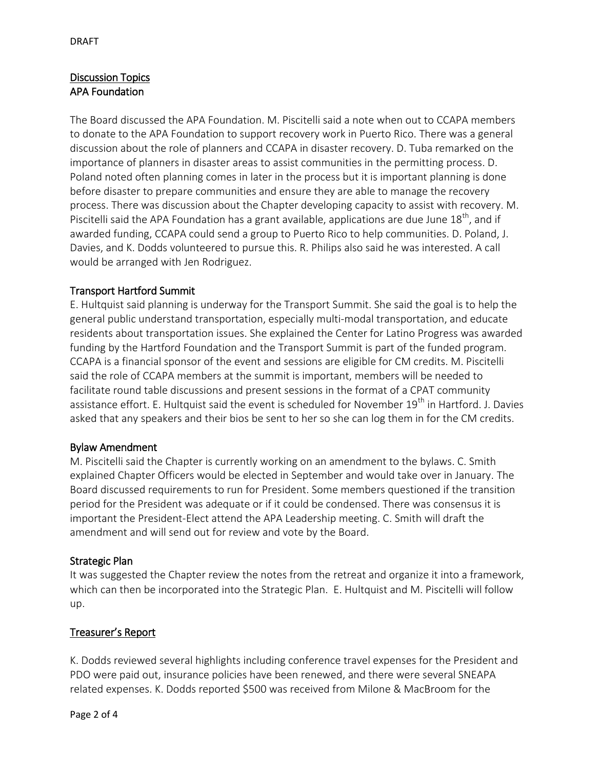DRAFT

## Discussion Topics

### APA Foundation

The Board discussed the APA Foundation. M. Piscitelli said a note when out to CCAPA members to donate to the APA Foundation to support recovery work in Puerto Rico. There was a general discussion about the role of planners and CCAPA in disaster recovery. D. Tuba remarked on the importance of planners in disaster areas to assist communities in the permitting process. D. Poland noted often planning comes in later in the process but it is important planning is done before disaster to prepare communities and ensure they are able to manage the recovery process. There was discussion about the Chapter developing capacity to assist with recovery. M. Piscitelli said the APA Foundation has a grant available, applications are due June 18th, and if awarded funding, CCAPA could send a group to Puerto Rico to help communities. D. Poland, J. Davies, and K. Dodds volunteered to pursue this. R. Philips also said he was interested. A call would be arranged with Jen Rodriguez.

### Transport Hartford Summit

E. Hultquist said planning is underway for the Transport Summit. She said the goal is to help the general public understand transportation, especially multi-modal transportation, and educate residents about transportation issues. She explained the Center for Latino Progress was awarded funding by the Hartford Foundation and the Transport Summit is part of the funded program. CCAPA is a financial sponsor of the event and sessions are eligible for CM credits. M. Piscitelli said the role of CCAPA members at the summit is important, members will be needed to facilitate round table discussions and present sessions in the format of a CPAT community assistance effort. E. Hultquist said the event is scheduled for November 19th in Hartford. J. Davies asked that any speakers and their bios be sent to her so she can log them in for the CM credits.

### Bylaw Amendment

M. Piscitelli said the Chapter is currently working on an amendment to the bylaws. C. Smith explained Chapter Officers would be elected in September and would take over in January. The Board discussed requirements to run for President. Some members questioned if the transition period for the President was adequate or if it could be condensed. There was consensus it is important the President-Elect attend the APA Leadership meeting. C. Smith will draft the amendment and will send out for review and vote by the Board.

### Strategic Plan

It was suggested the Chapter review the notes from the retreat and organize it into a framework, which can then be incorporated into the Strategic Plan. E. Hultquist and M. Piscitelli will follow up.

## Treasurer's Report

K. Dodds reviewed several highlights including conference travel expenses for the President and PDO were paid out, insurance policies have been renewed, and there were several SNEAPA related expenses. K. Dodds reported $500 was received from Milone & MacBroom for the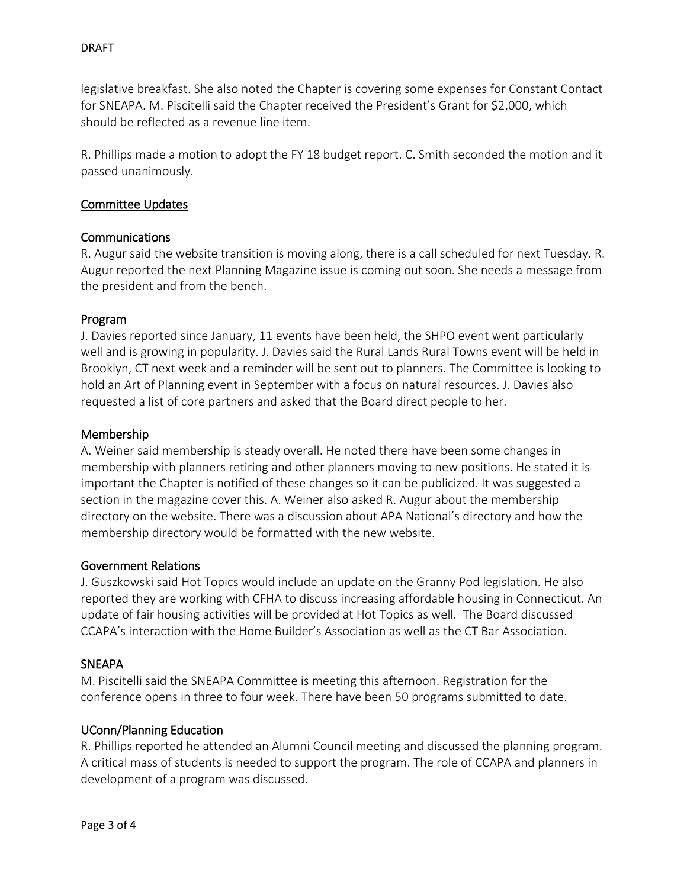legislative breakfast. She also noted the Chapter is covering some expenses for Constant Contact for SNEAPA. M. Piscitelli said the Chapter received the President's Grant for $2,000, which should be reflected as a revenue line item.

R. Phillips made a motion to adopt the FY 18 budget report. C. Smith seconded the motion and it passed unanimously.

## Committee Updates

### Communications

R. Augur said the website transition is moving along, there is a call scheduled for next Tuesday. R. Augur reported the next Planning Magazine issue is coming out soon. She needs a message from the president and from the bench.

### Program

J. Davies reported since January, 11 events have been held, the SHPO event went particularly well and is growing in popularity. J. Davies said the Rural Lands Rural Towns event will be held in Brooklyn, CT next week and a reminder will be sent out to planners. The Committee is looking to hold an Art of Planning event in September with a focus on natural resources. J. Davies also requested a list of core partners and asked that the Board direct people to her.

### Membership

A. Weiner said membership is steady overall. He noted there have been some changes in membership with planners retiring and other planners moving to new positions. He stated it is important the Chapter is notified of these changes so it can be publicized. It was suggested a section in the magazine cover this. A. Weiner also asked R. Augur about the membership directory on the website. There was a discussion about APA National's directory and how the membership directory would be formatted with the new website.

### Government Relations

J. Guszkowski said Hot Topics would include an update on the Granny Pod legislation. He also reported they are working with CFHA to discuss increasing affordable housing in Connecticut. An update of fair housing activities will be provided at Hot Topics as well. The Board discussed CCAPA's interaction with the Home Builder's Association as well as the CT Bar Association.

### SNEAPA

M. Piscitelli said the SNEAPA Committee is meeting this afternoon. Registration for the conference opens in three to four week. There have been 50 programs submitted to date.

### UConn/Planning Education

R. Phillips reported he attended an Alumni Council meeting and discussed the planning program. A critical mass of students is needed to support the program. The role of CCAPA and planners in development of a program was discussed.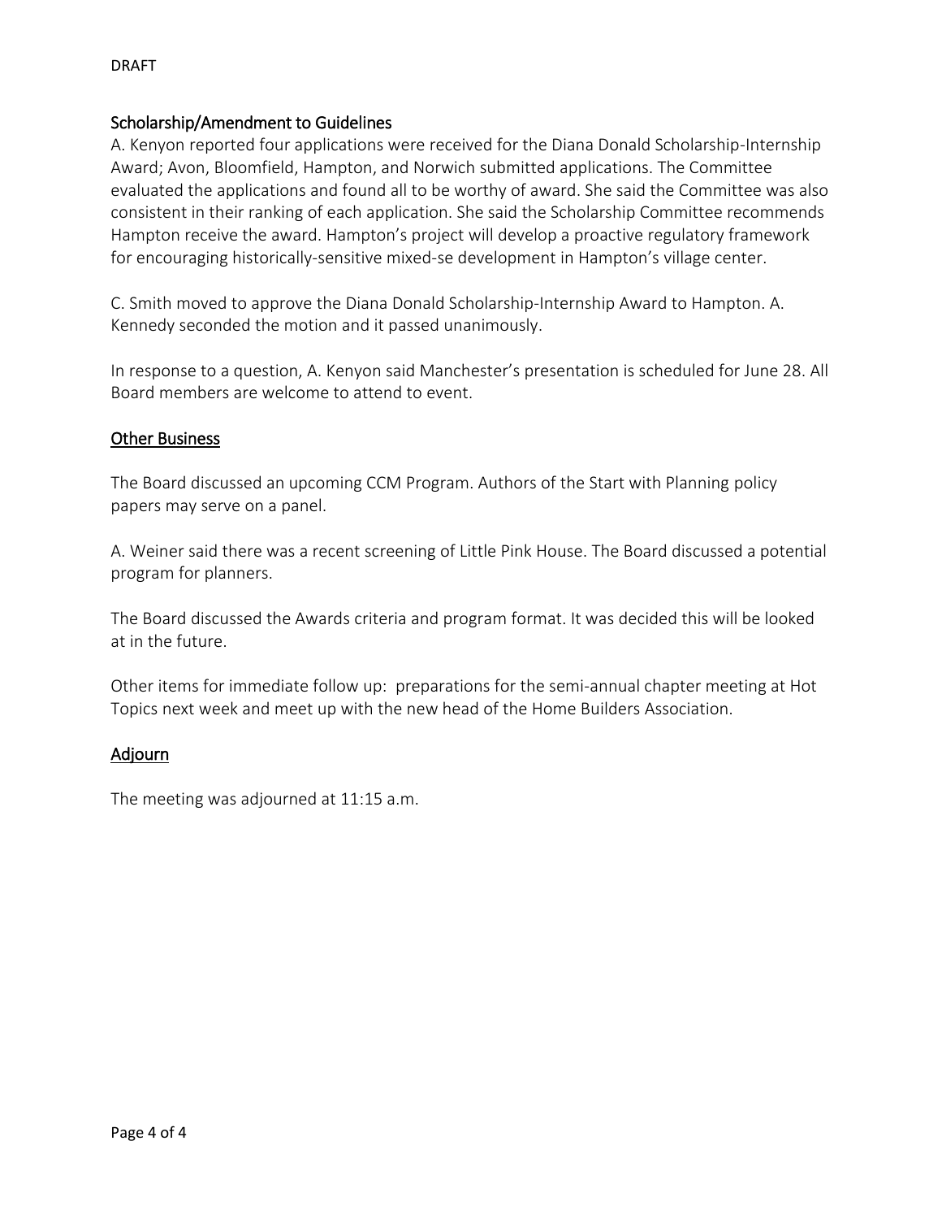DRAFT

## Scholarship/Amendment to Guidelines

A. Kenyon reported four applications were received for the Diana Donald Scholarship-Internship Award; Avon, Bloomfield, Hampton, and Norwich submitted applications. The Committee evaluated the applications and found all to be worthy of award. She said the Committee was also consistent in their ranking of each application. She said the Scholarship Committee recommends Hampton receive the award. Hampton's project will develop a proactive regulatory framework for encouraging historically-sensitive mixed-se development in Hampton's village center.

C. Smith moved to approve the Diana Donald Scholarship-Internship Award to Hampton. A. Kennedy seconded the motion and it passed unanimously.

In response to a question, A. Kenyon said Manchester's presentation is scheduled for June 28. All Board members are welcome to attend to event.

## Other Business

The Board discussed an upcoming CCM Program. Authors of the Start with Planning policy papers may serve on a panel.

A. Weiner said there was a recent screening of Little Pink House. The Board discussed a potential program for planners.

The Board discussed the Awards criteria and program format. It was decided this will be looked at in the future.

Other items for immediate follow up: preparations for the semi-annual chapter meeting at Hot Topics next week and meet up with the new head of the Home Builders Association.

## Adjourn

The meeting was adjourned at 11:15 a.m.